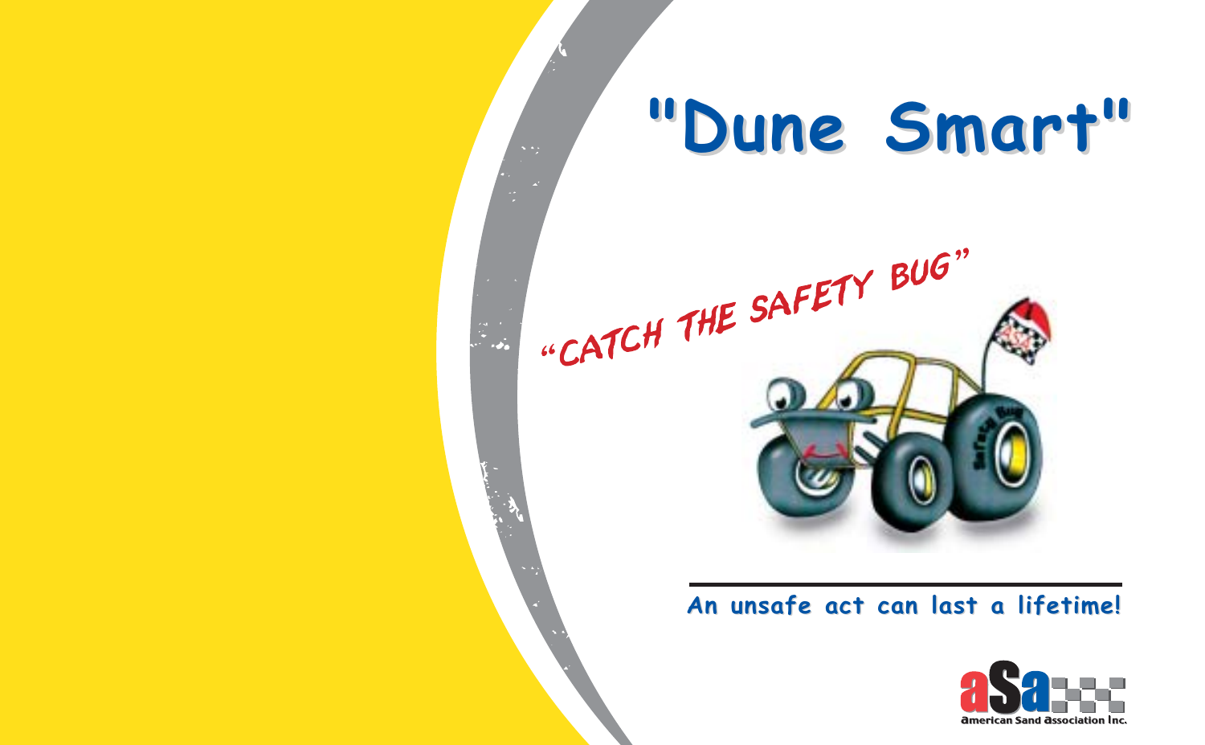# "Dune Smart"

"CATCH THE SAFETY BUG"

**An unsafe act can last a lifetime!**

American Sand Association Inc.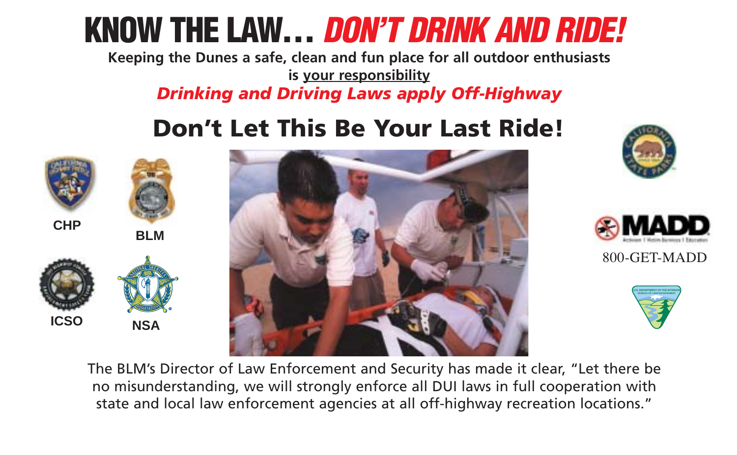# KNOW THE LAW... *DON'T DRINK AND RIDE!*

**Keeping the Dunes a safe, clean and fun place for all outdoor enthusiasts is your responsibility**

***Drinking and Driving Laws apply Off-Highway***

## Don't Let This Be Your Last Ride!

CHP

BLM

ICSO

NSA

800-GET-MADD

The BLM's Director of Law Enforcement and Security has made it clear, "Let there be no misunderstanding, we will strongly enforce all DUI laws in full cooperation with state and local law enforcement agencies at all off-highway recreation locations."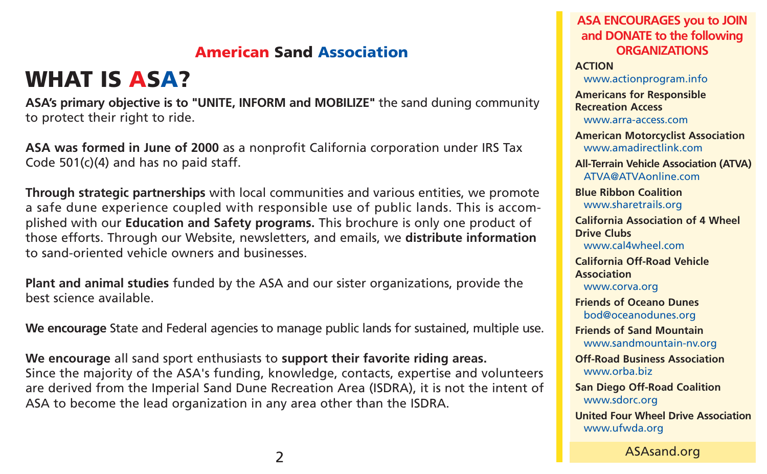**American Sand Association**

# WHAT IS ASA?

**ASA's primary objective is to "UNITE, INFORM and MOBILIZE"** the sand duning community to protect their right to ride.

**ASA was formed in June of 2000** as a nonprofit California corporation under IRS Tax Code 501(c)(4) and has no paid staff.

**Through strategic partnerships** with local communities and various entities, we promote a safe dune experience coupled with responsible use of public lands. This is accomplished with our **Education and Safety programs.** This brochure is only one product of those efforts. Through our Website, newsletters, and emails, we **distribute information** to sand-oriented vehicle owners and businesses.

**Plant and animal studies** funded by the ASA and our sister organizations, provide the best science available.

**We encourage** State and Federal agencies to manage public lands for sustained, multiple use.

**We encourage** all sand sport enthusiasts to **support their favorite riding areas.** Since the majority of the ASA's funding, knowledge, contacts, expertise and volunteers are derived from the Imperial Sand Dune Recreation Area (ISDRA), it is not the intent of ASA to become the lead organization in any area other than the ISDRA.

## ASA ENCOURAGES you to JOIN and DONATE to the following ORGANIZATIONS

**ACTION**
www.actionprogram.info

**Americans for Responsible Recreation Access**
www.arra-access.com

**American Motorcyclist Association**
www.amadirectlink.com

**All-Terrain Vehicle Association (ATVA)**
ATVA@ATVAonline.com

**Blue Ribbon Coalition**
www.sharetrails.org

**California Association of 4 Wheel Drive Clubs**
www.cal4wheel.com

**California Off-Road Vehicle Association**
www.corva.org

**Friends of Oceano Dunes**
bod@oceanodunes.org

**Friends of Sand Mountain**
www.sandmountain-nv.org

**Off-Road Business Association**
www.orba.biz

**San Diego Off-Road Coalition**
www.sdorc.org

**United Four Wheel Drive Association**
www.ufwda.org

ASAsand.org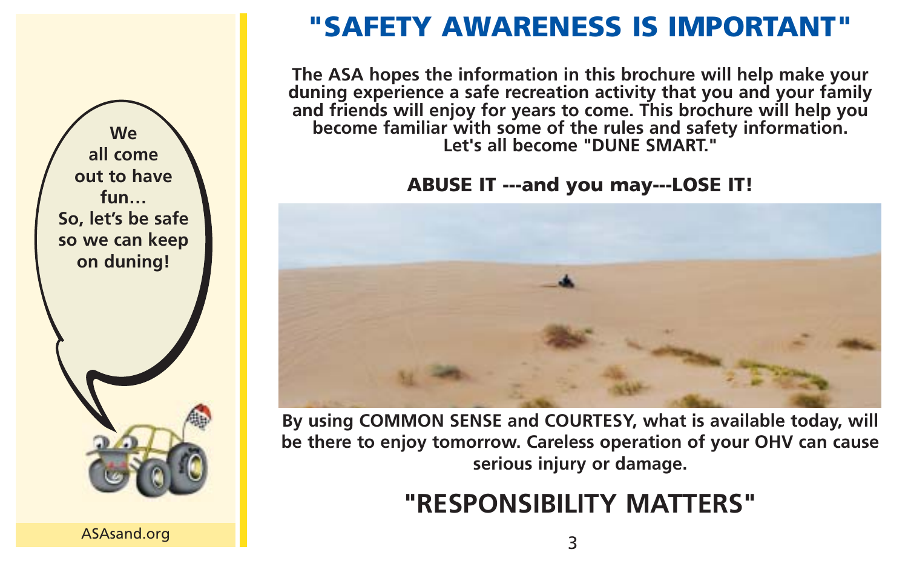We all come out to have fun... So, let's be safe so we can keep on duning!

ASAsand.org

# "SAFETY AWARENESS IS IMPORTANT"

**The ASA hopes the information in this brochure will help make your duning experience a safe recreation activity that you and your family and friends will enjoy for years to come. This brochure will help you become familiar with some of the rules and safety information. Let's all become "DUNE SMART."**

**ABUSE IT ---and you may---LOSE IT!**

**By using COMMON SENSE and COURTESY, what is available today, will be there to enjoy tomorrow. Careless operation of your OHV can cause serious injury or damage.**

## "RESPONSIBILITY MATTERS"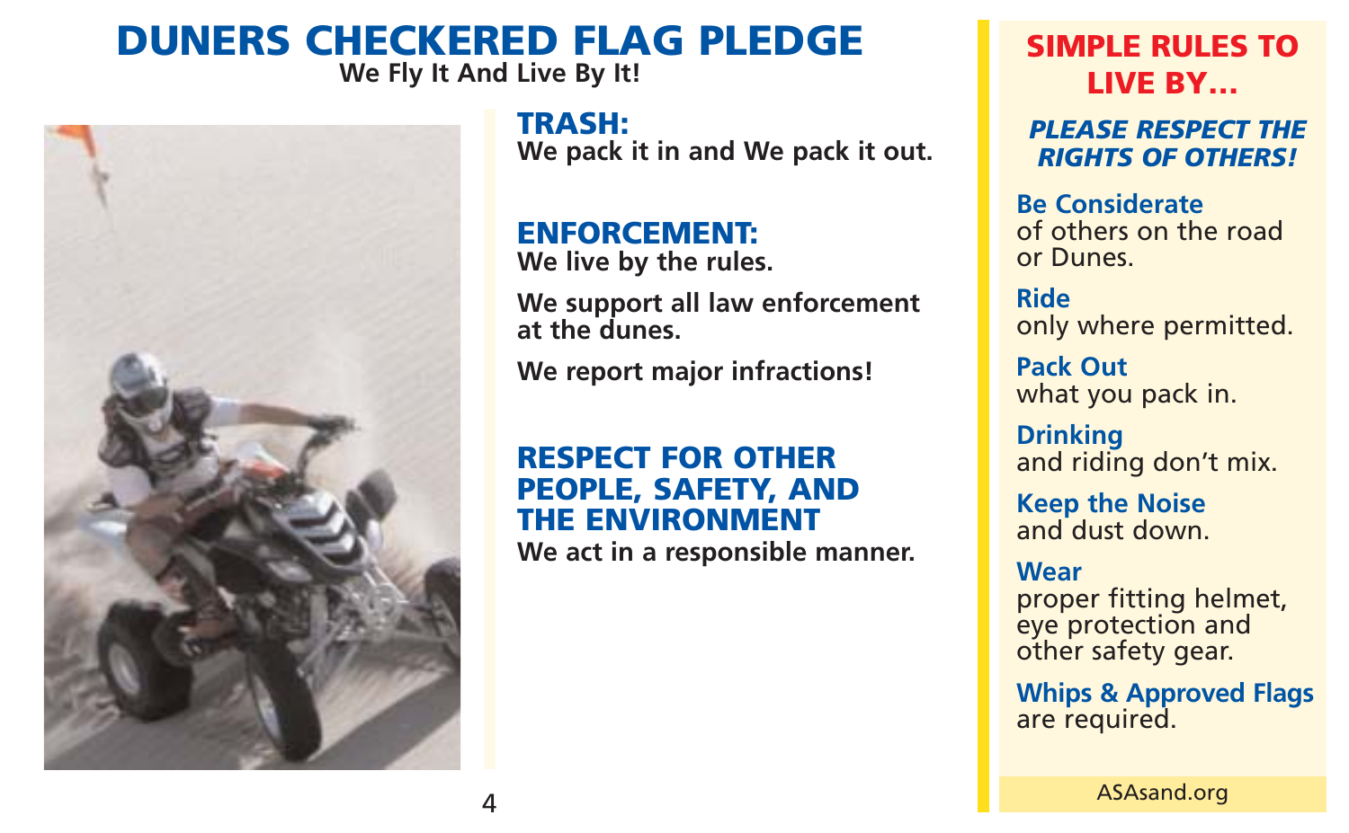# DUNERS CHECKERED FLAG PLEDGE

**We Fly It And Live By It!**

## TRASH:

**We pack it in and We pack it out.**

## ENFORCEMENT:

**We live by the rules.**

**We support all law enforcement at the dunes.**

**We report major infractions!**

## RESPECT FOR OTHER PEOPLE, SAFETY, AND THE ENVIRONMENT

**We act in a responsible manner.**

## SIMPLE RULES TO LIVE BY...

***PLEASE RESPECT THE RIGHTS OF OTHERS!***

**Be Considerate** of others on the road or Dunes.

**Ride** only where permitted.

**Pack Out** what you pack in.

**Drinking** and riding don't mix.

**Keep the Noise** and dust down.

**Wear** proper fitting helmet, eye protection and other safety gear.

**Whips & Approved Flags** are required.

ASAsand.org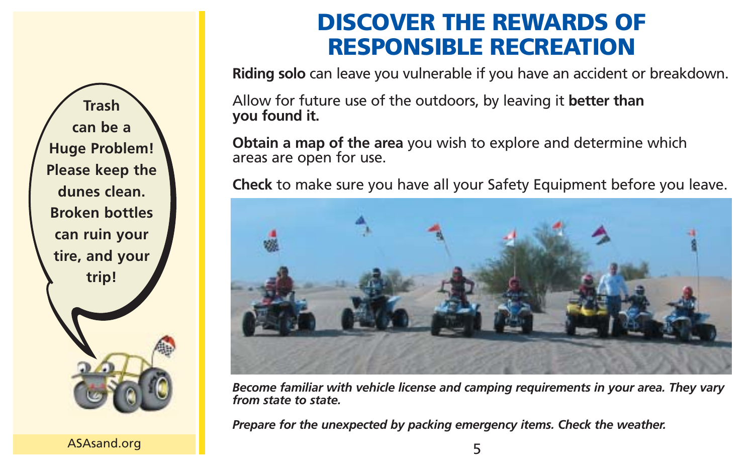Trash can be a Huge Problem! Please keep the dunes clean. Broken bottles can ruin your tire, and your trip!

ASAsand.org

# DISCOVER THE REWARDS OF RESPONSIBLE RECREATION

**Riding solo** can leave you vulnerable if you have an accident or breakdown.

Allow for future use of the outdoors, by leaving it **better than you found it.**

**Obtain a map of the area** you wish to explore and determine which areas are open for use.

**Check** to make sure you have all your Safety Equipment before you leave.

***Become familiar with vehicle license and camping requirements in your area. They vary from state to state.***

***Prepare for the unexpected by packing emergency items. Check the weather.***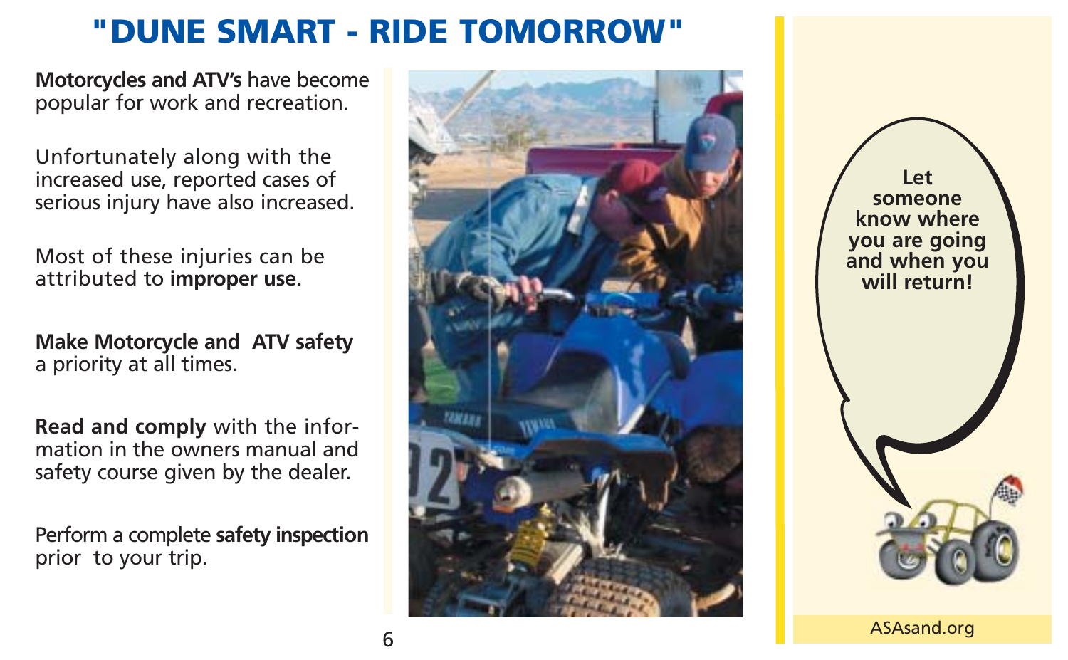# "DUNE SMART - RIDE TOMORROW"

**Motorcycles and ATV's** have become popular for work and recreation.

Unfortunately along with the increased use, reported cases of serious injury have also increased.

Most of these injuries can be attributed to **improper use.**

**Make Motorcycle and ATV safety** a priority at all times.

**Read and comply** with the information in the owners manual and safety course given by the dealer.

Perform a complete **safety inspection** prior to your trip.

**Let someone know where you are going and when you will return!**

ASAsand.org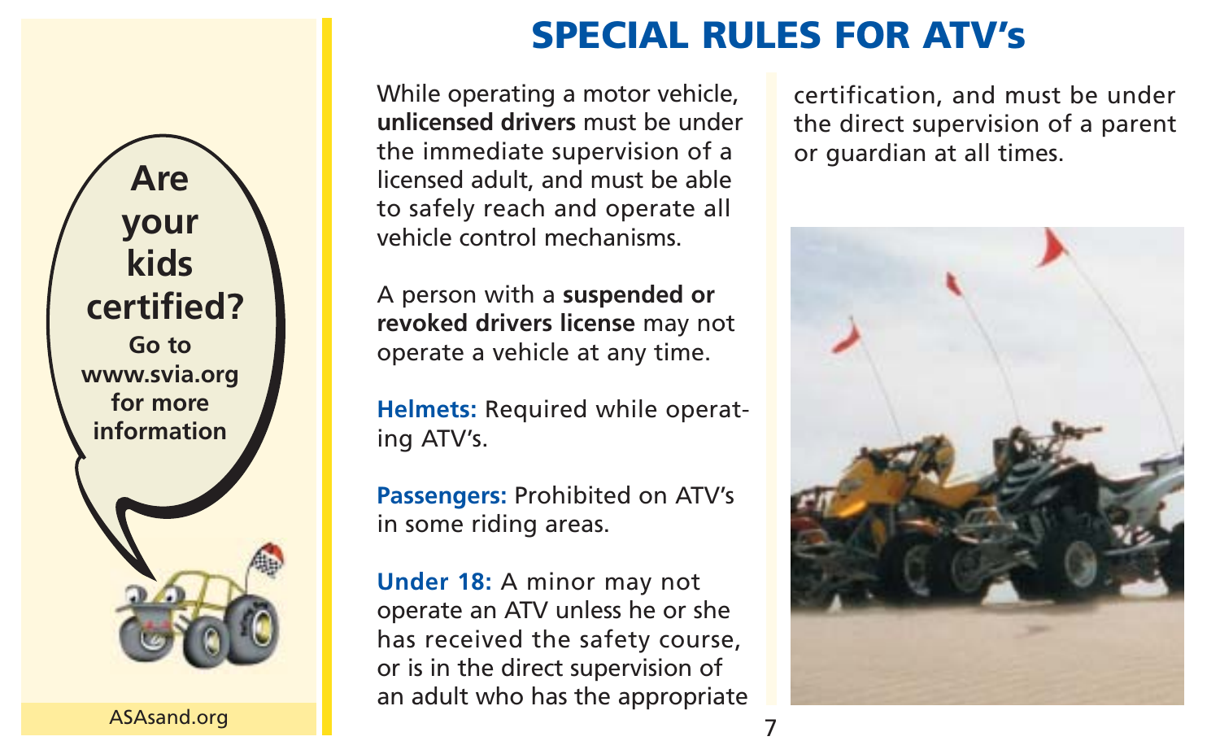# SPECIAL RULES FOR ATV's

Are your kids certified?

Go to www.svia.org for more information

ASAsand.org

While operating a motor vehicle, **unlicensed drivers** must be under the immediate supervision of a licensed adult, and must be able to safely reach and operate all vehicle control mechanisms.

A person with a **suspended or revoked drivers license** may not operate a vehicle at any time.

**Helmets:** Required while operating ATV's.

**Passengers:** Prohibited on ATV's in some riding areas.

**Under 18:** A minor may not operate an ATV unless he or she has received the safety course, or is in the direct supervision of an adult who has the appropriate certification, and must be under the direct supervision of a parent or guardian at all times.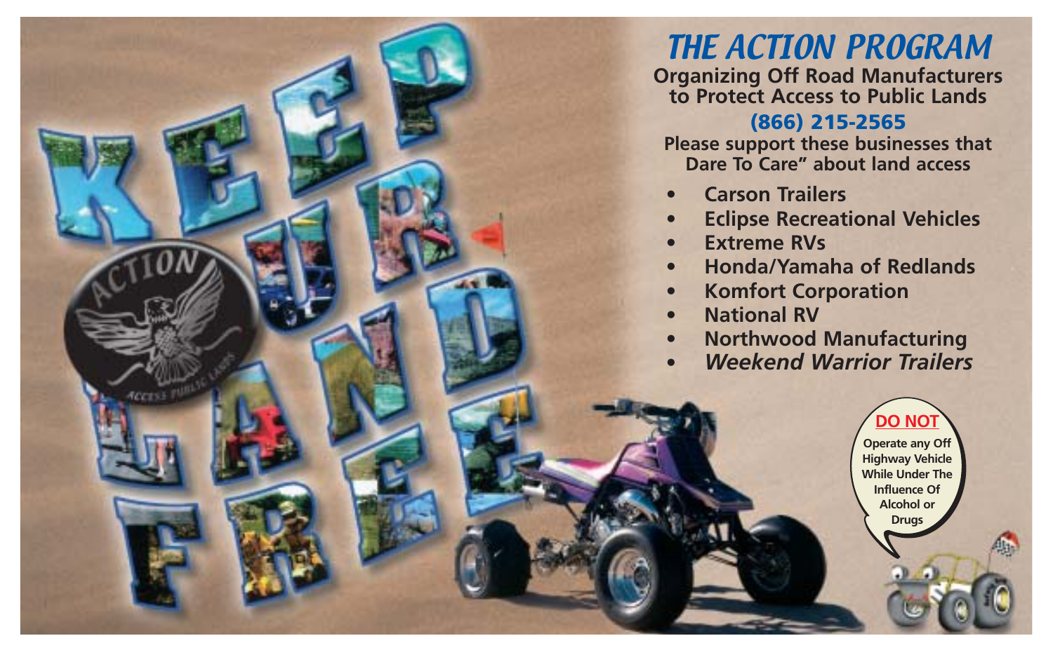# THE ACTION PROGRAM

**Organizing Off Road Manufacturers to Protect Access to Public Lands**

**(866) 215-2565**

**Please support these businesses that Dare To Care" about land access**

- **Carson Trailers**
- **Eclipse Recreational Vehicles**
- **Extreme RVs**
- **Honda/Yamaha of Redlands**
- **Komfort Corporation**
- **National RV**
- **Northwood Manufacturing**
- ***Weekend Warrior Trailers***

KEEP OUR LAND FREE

ACTION ACCESS PUBLIC LANDS

**DO NOT**

**Operate any Off Highway Vehicle While Under The Influence Of Alcohol or Drugs**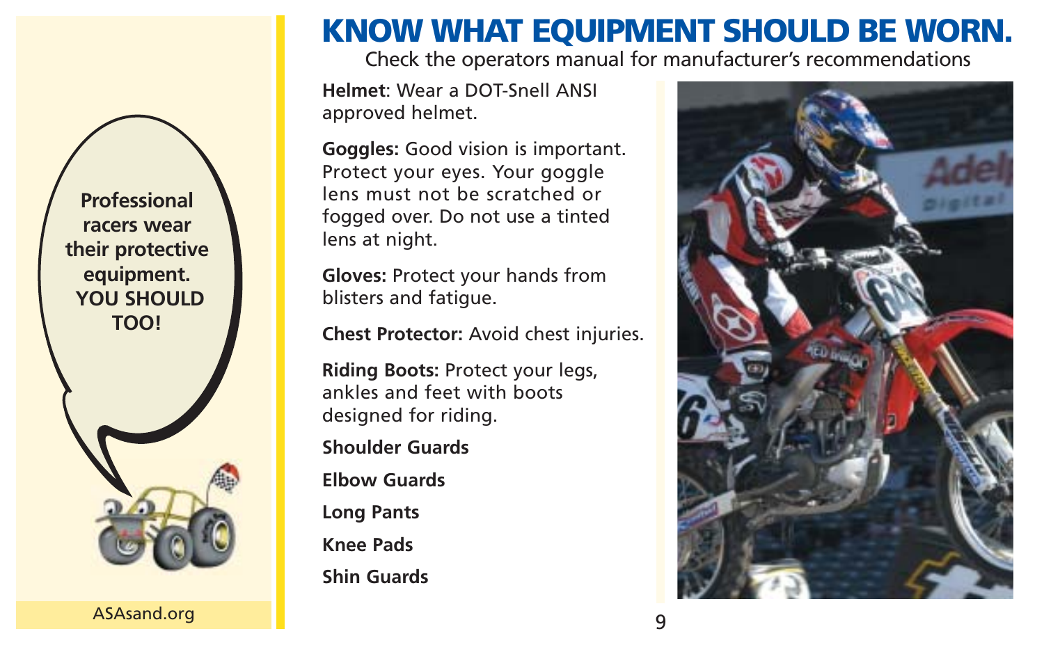Professional racers wear their protective equipment. YOU SHOULD TOO!

ASAsand.org

# KNOW WHAT EQUIPMENT SHOULD BE WORN.

Check the operators manual for manufacturer's recommendations

**Helmet**: Wear a DOT-Snell ANSI approved helmet.

**Goggles:** Good vision is important. Protect your eyes. Your goggle lens must not be scratched or fogged over. Do not use a tinted lens at night.

**Gloves:** Protect your hands from blisters and fatigue.

**Chest Protector:** Avoid chest injuries.

**Riding Boots:** Protect your legs, ankles and feet with boots designed for riding.

**Shoulder Guards**

**Elbow Guards**

**Long Pants**

**Knee Pads**

**Shin Guards**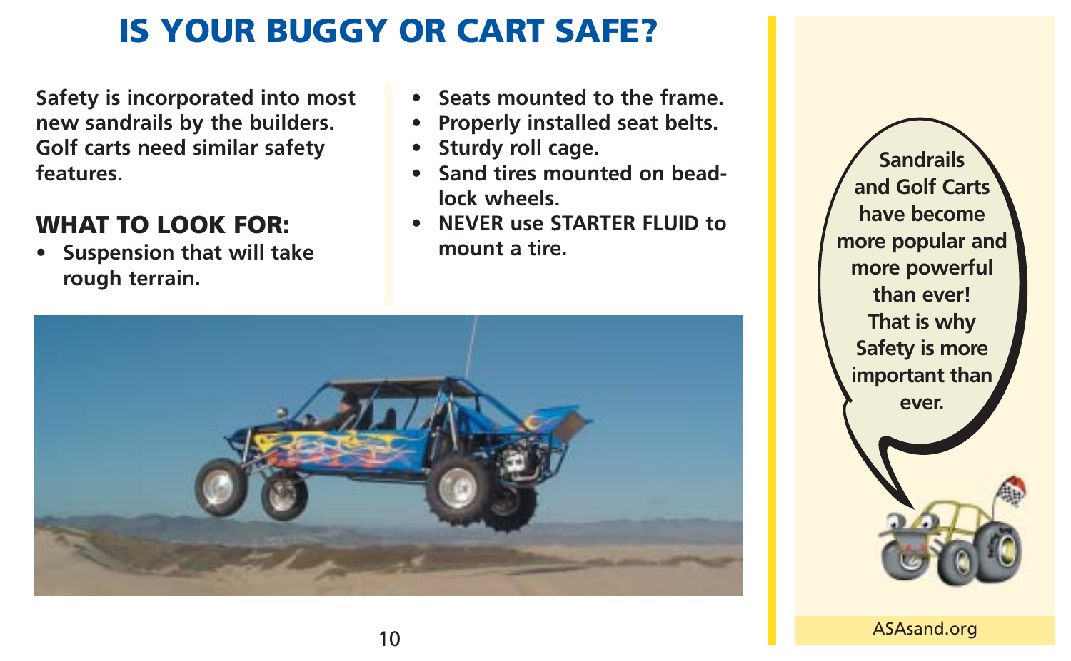# IS YOUR BUGGY OR CART SAFE?

**Safety is incorporated into most new sandrails by the builders. Golf carts need similar safety features.**

## WHAT TO LOOK FOR:

- **Suspension that will take rough terrain.**
- **Seats mounted to the frame.**
- **Properly installed seat belts.**
- **Sturdy roll cage.**
- **Sand tires mounted on bead-lock wheels.**
- **NEVER use STARTER FLUID to mount a tire.**

**Sandrails and Golf Carts have become more popular and more powerful than ever! That is why Safety is more important than ever.**

ASAsand.org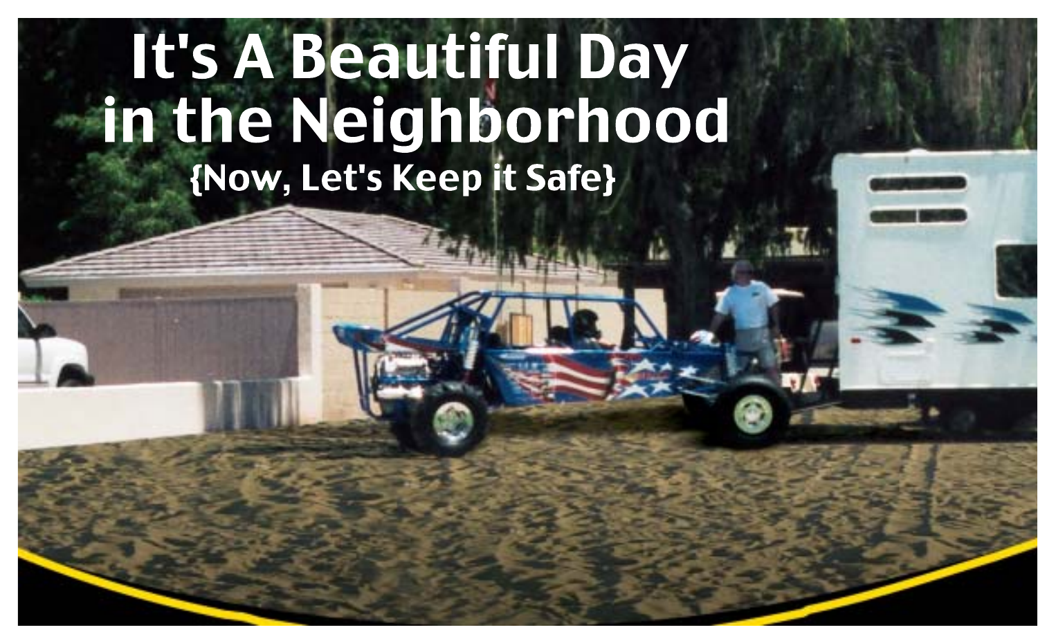# It's A Beautiful Day in the Neighborhood

{Now, Let's Keep it Safe}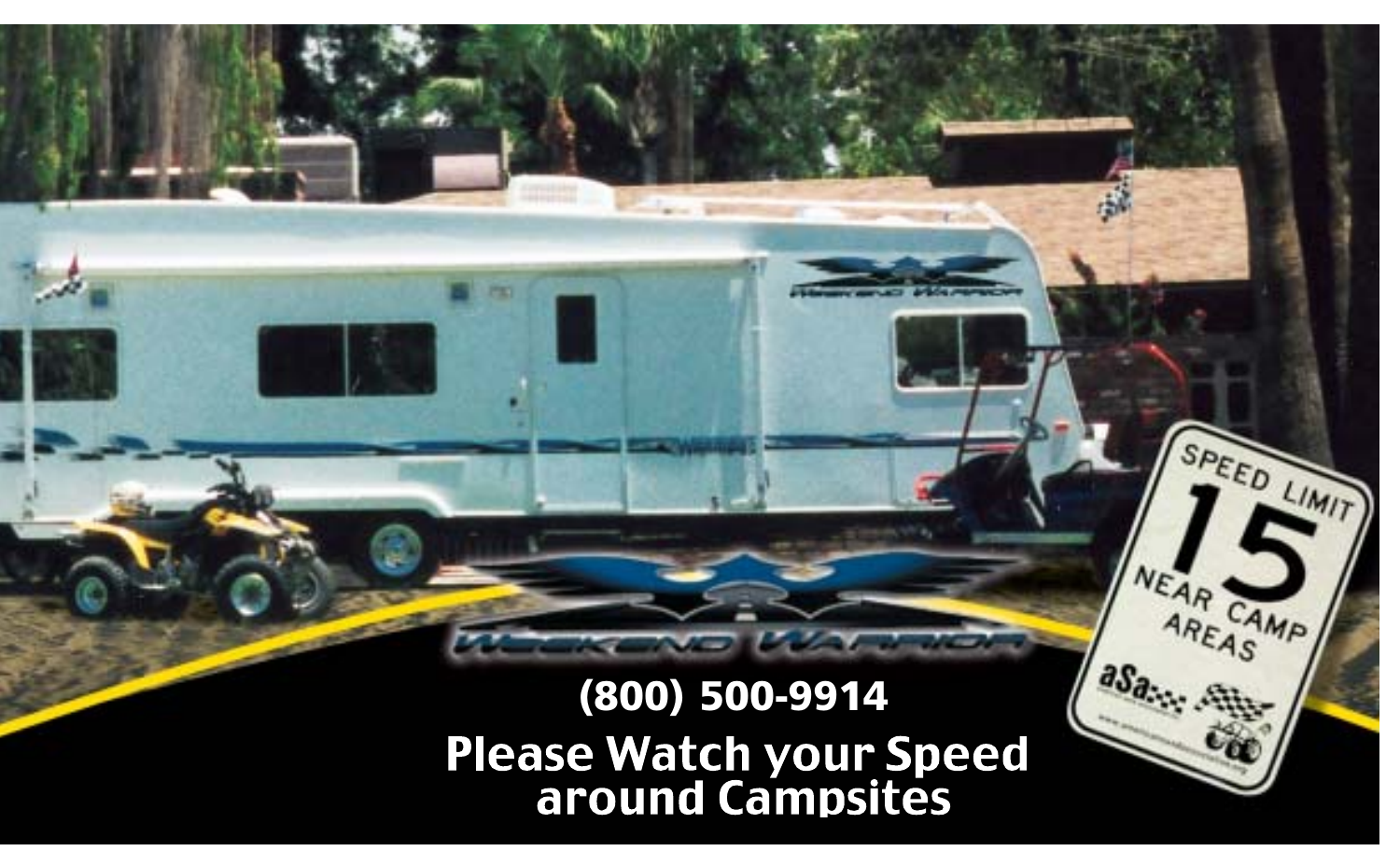WEEKEND WARRIOR

(800) 500-9914

**Please Watch your Speed around Campsites**

SPEED LIMIT 15 NEAR CAMP AREAS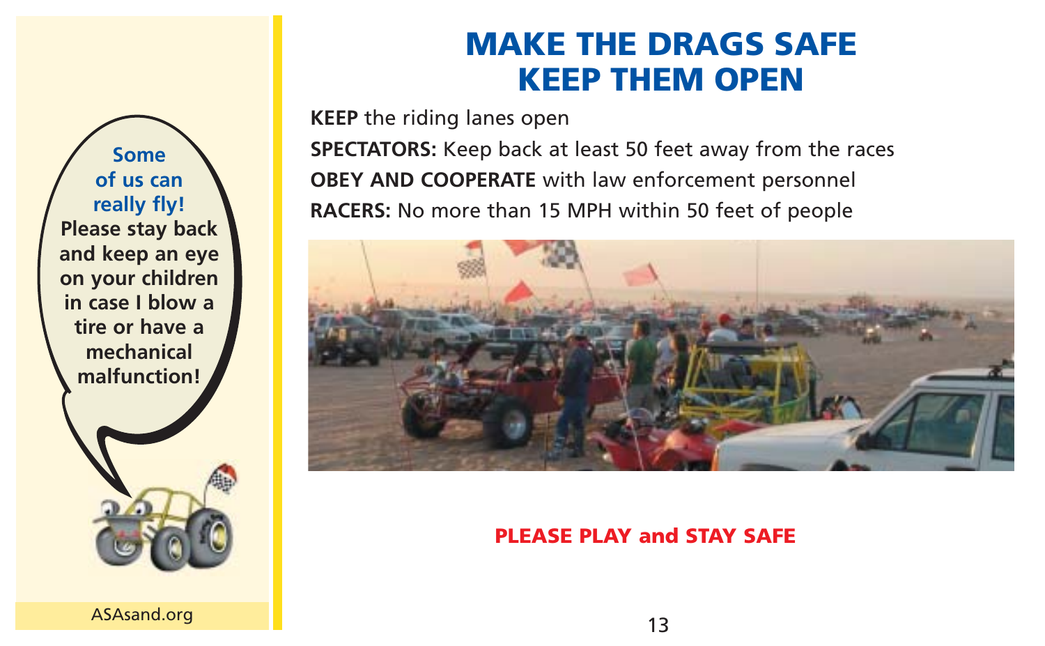Some of us can really fly! Please stay back and keep an eye on your children in case I blow a tire or have a mechanical malfunction!

ASAsand.org

# MAKE THE DRAGS SAFE KEEP THEM OPEN

**KEEP** the riding lanes open

**SPECTATORS:** Keep back at least 50 feet away from the races

**OBEY AND COOPERATE** with law enforcement personnel

**RACERS:** No more than 15 MPH within 50 feet of people

**PLEASE PLAY and STAY SAFE**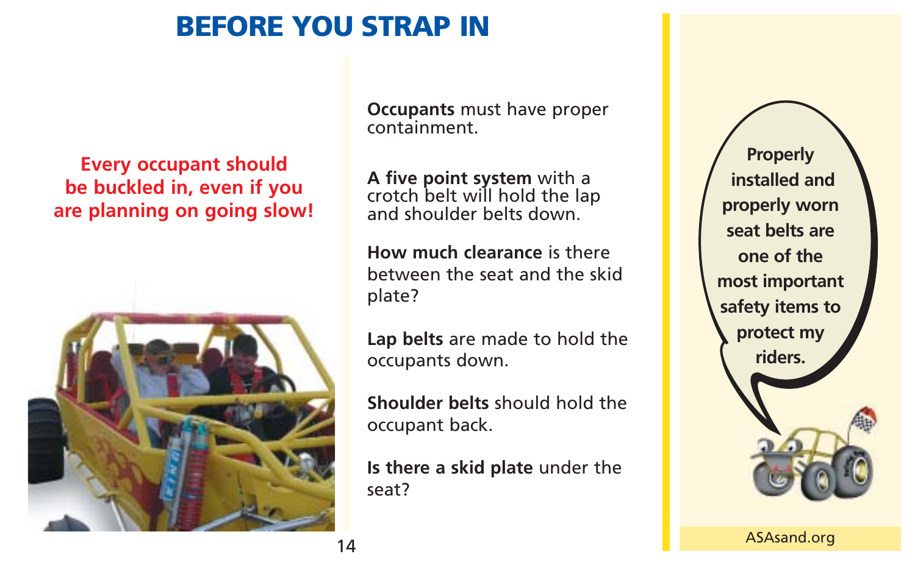# BEFORE YOU STRAP IN

**Every occupant should be buckled in, even if you are planning on going slow!**

**Occupants** must have proper containment.

**A five point system** with a crotch belt will hold the lap and shoulder belts down.

**How much clearance** is there between the seat and the skid plate?

**Lap belts** are made to hold the occupants down.

**Shoulder belts** should hold the occupant back.

**Is there a skid plate** under the seat?

**Properly installed and properly worn seat belts are one of the most important safety items to protect my riders.**

ASAsand.org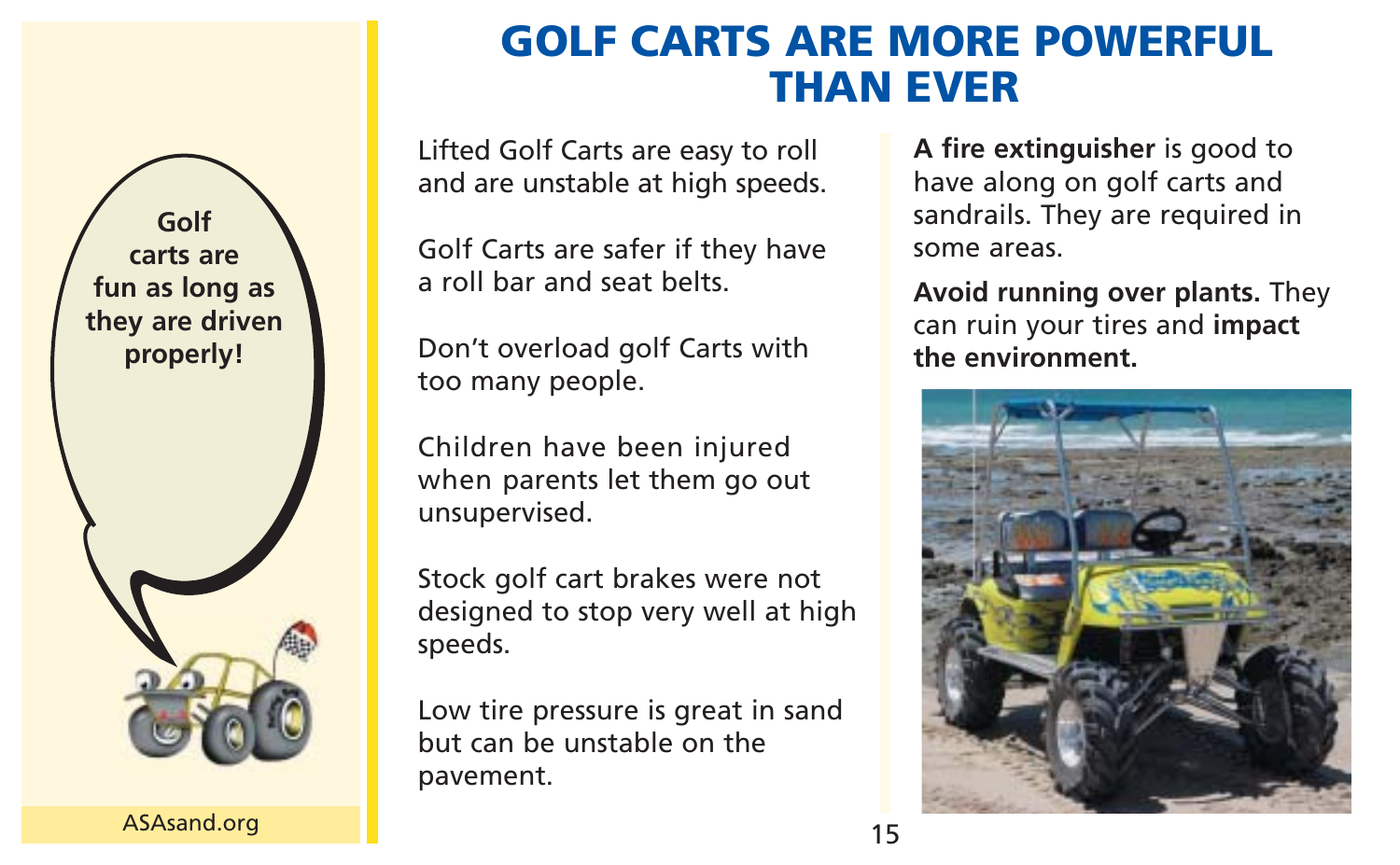# GOLF CARTS ARE MORE POWERFUL THAN EVER

**Golf carts are fun as long as they are driven properly!**

Lifted Golf Carts are easy to roll and are unstable at high speeds.

Golf Carts are safer if they have a roll bar and seat belts.

Don't overload golf Carts with too many people.

Children have been injured when parents let them go out unsupervised.

Stock golf cart brakes were not designed to stop very well at high speeds.

Low tire pressure is great in sand but can be unstable on the pavement.

**A fire extinguisher** is good to have along on golf carts and sandrails. They are required in some areas.

**Avoid running over plants.** They can ruin your tires and **impact the environment.**

ASAsand.org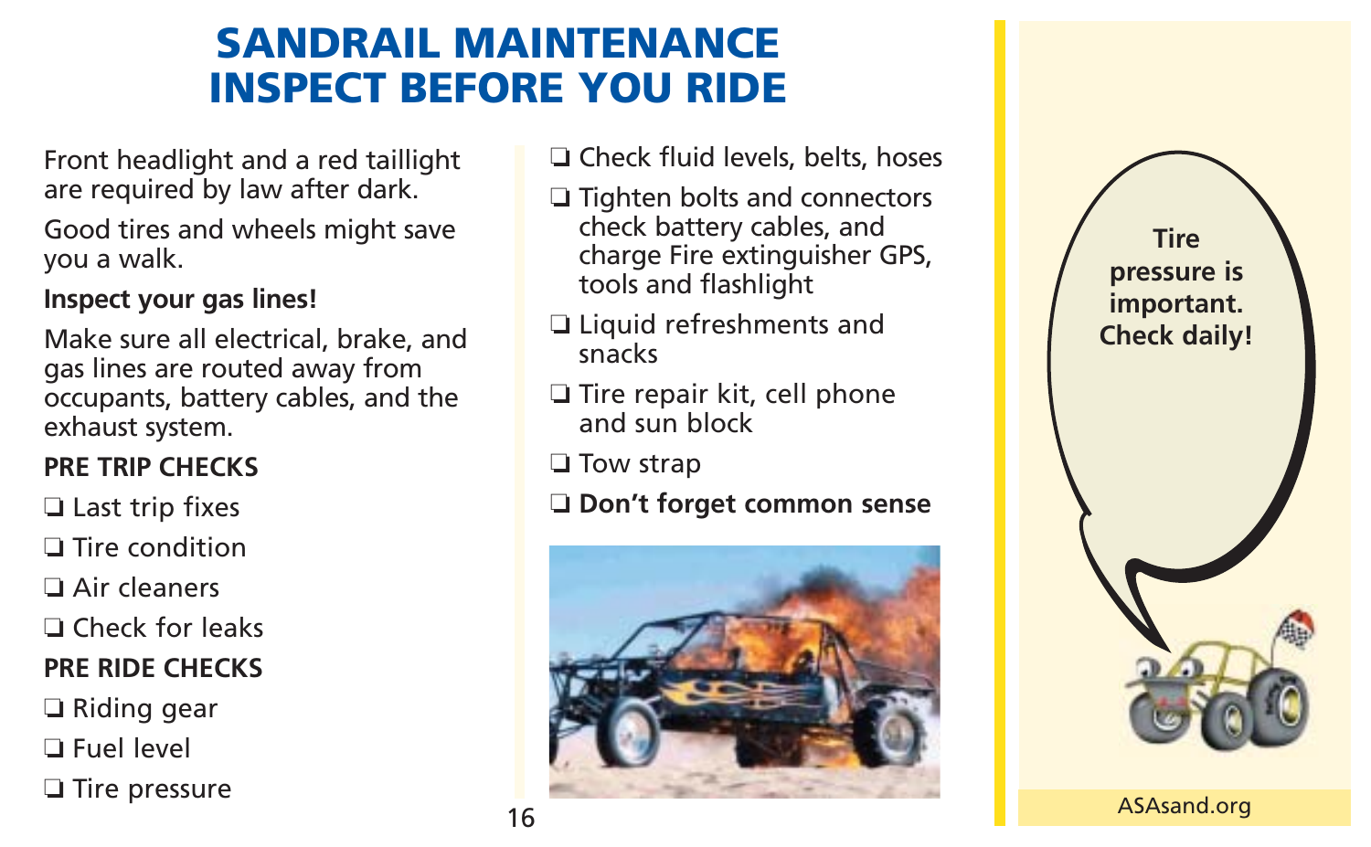# SANDRAIL MAINTENANCE INSPECT BEFORE YOU RIDE

Front headlight and a red taillight are required by law after dark.

Good tires and wheels might save you a walk.

**Inspect your gas lines!**

Make sure all electrical, brake, and gas lines are routed away from occupants, battery cables, and the exhaust system.

**PRE TRIP CHECKS**

- ❑ Last trip fixes
- ❑ Tire condition
- ❑ Air cleaners
- ❑ Check for leaks

**PRE RIDE CHECKS**

- ❑ Riding gear
- ❑ Fuel level
- ❑ Tire pressure
- ❑ Check fluid levels, belts, hoses
- ❑ Tighten bolts and connectors check battery cables, and charge Fire extinguisher GPS, tools and flashlight
- ❑ Liquid refreshments and snacks
- ❑ Tire repair kit, cell phone and sun block
- ❑ Tow strap
- ❑ **Don't forget common sense**

**Tire pressure is important. Check daily!**

ASAsand.org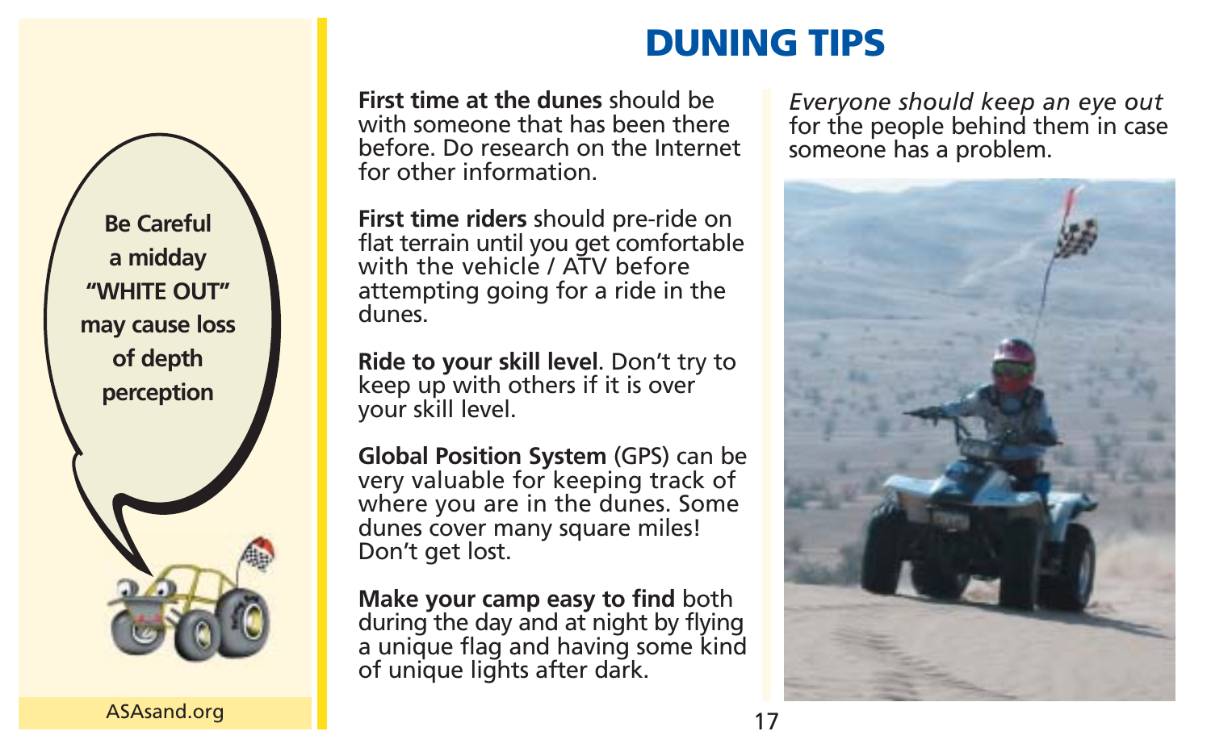Be Careful a midday "WHITE OUT" may cause loss of depth perception

ASAsand.org

# DUNING TIPS

**First time at the dunes** should be with someone that has been there before. Do research on the Internet for other information.

**First time riders** should pre-ride on flat terrain until you get comfortable with the vehicle / ATV before attempting going for a ride in the dunes.

**Ride to your skill level**. Don't try to keep up with others if it is over your skill level.

**Global Position System** (GPS) can be very valuable for keeping track of where you are in the dunes. Some dunes cover many square miles! Don't get lost.

**Make your camp easy to find** both during the day and at night by flying a unique flag and having some kind of unique lights after dark.

*Everyone should keep an eye out* for the people behind them in case someone has a problem.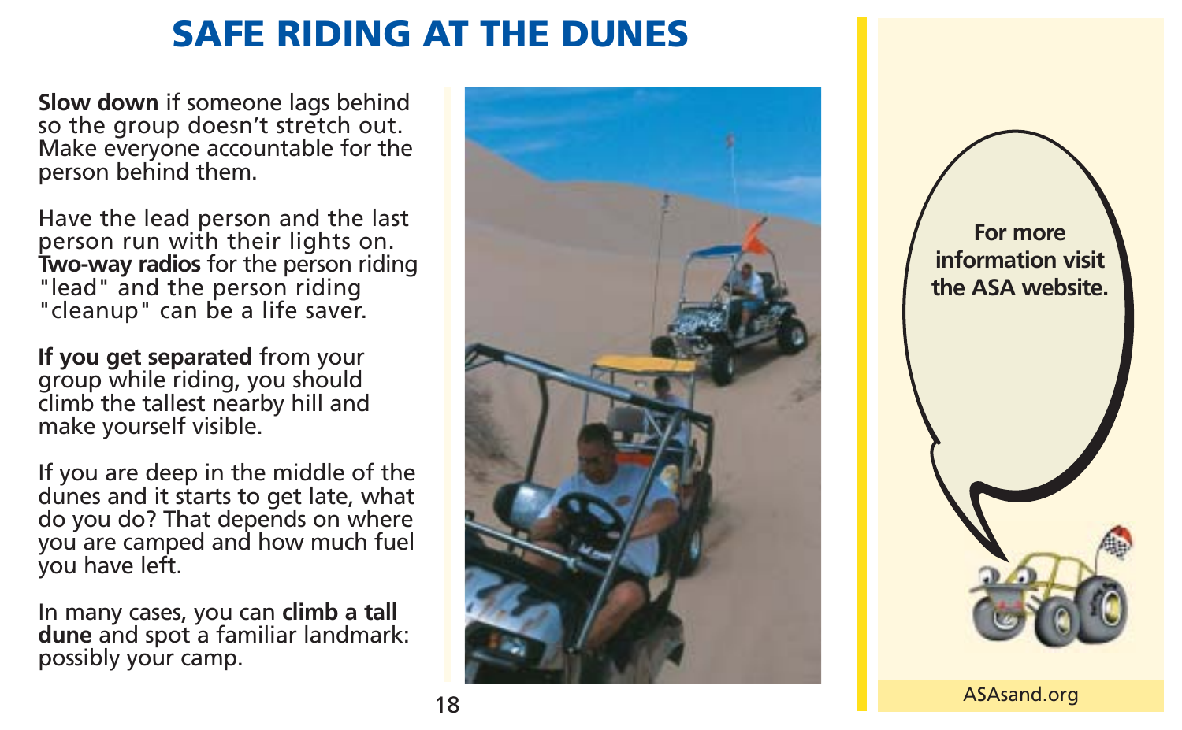# SAFE RIDING AT THE DUNES

**Slow down** if someone lags behind so the group doesn't stretch out. Make everyone accountable for the person behind them.

Have the lead person and the last person run with their lights on. **Two-way radios** for the person riding "lead" and the person riding "cleanup" can be a life saver.

**If you get separated** from your group while riding, you should climb the tallest nearby hill and make yourself visible.

If you are deep in the middle of the dunes and it starts to get late, what do you do? That depends on where you are camped and how much fuel you have left.

In many cases, you can **climb a tall dune** and spot a familiar landmark: possibly your camp.

**For more information visit the ASA website.**

ASAsand.org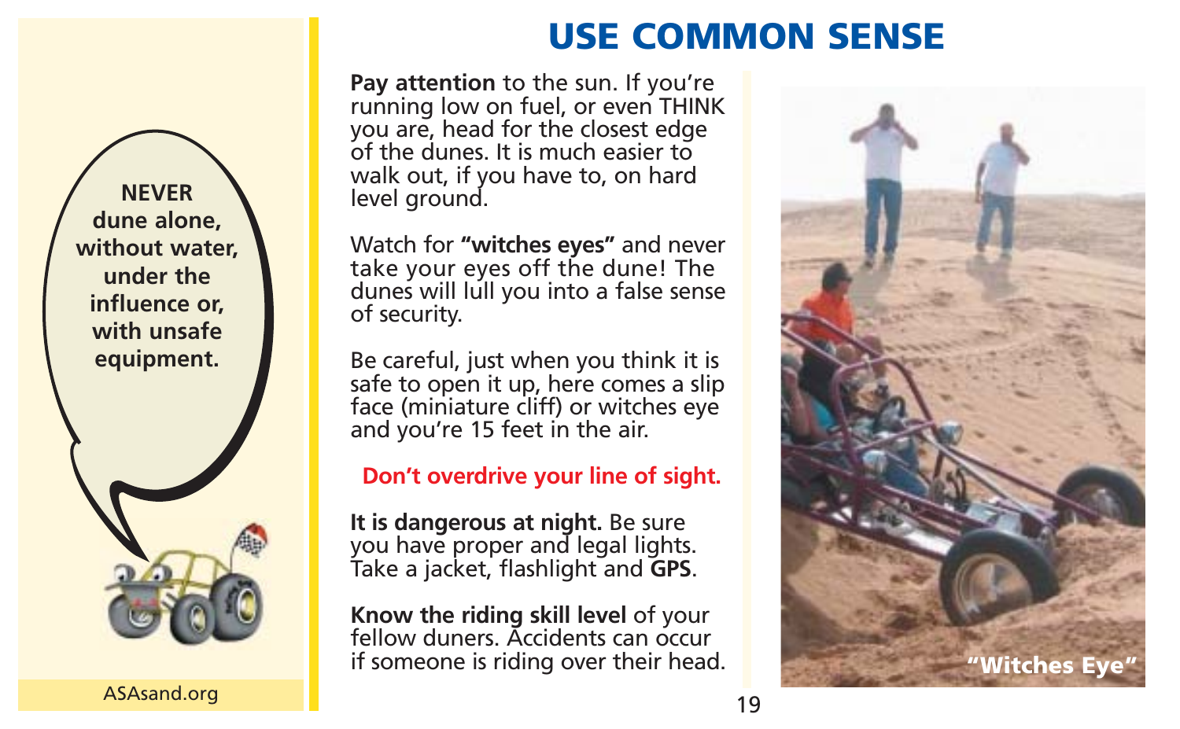# USE COMMON SENSE

**NEVER dune alone, without water, under the influence or, with unsafe equipment.**

ASAsand.org

**Pay attention** to the sun. If you're running low on fuel, or even THINK you are, head for the closest edge of the dunes. It is much easier to walk out, if you have to, on hard level ground.

Watch for **"witches eyes"** and never take your eyes off the dune! The dunes will lull you into a false sense of security.

Be careful, just when you think it is safe to open it up, here comes a slip face (miniature cliff) or witches eye and you're 15 feet in the air.

**Don't overdrive your line of sight.**

**It is dangerous at night.** Be sure you have proper and legal lights. Take a jacket, flashlight and **GPS**.

**Know the riding skill level** of your fellow duners. Accidents can occur if someone is riding over their head.

"Witches Eye"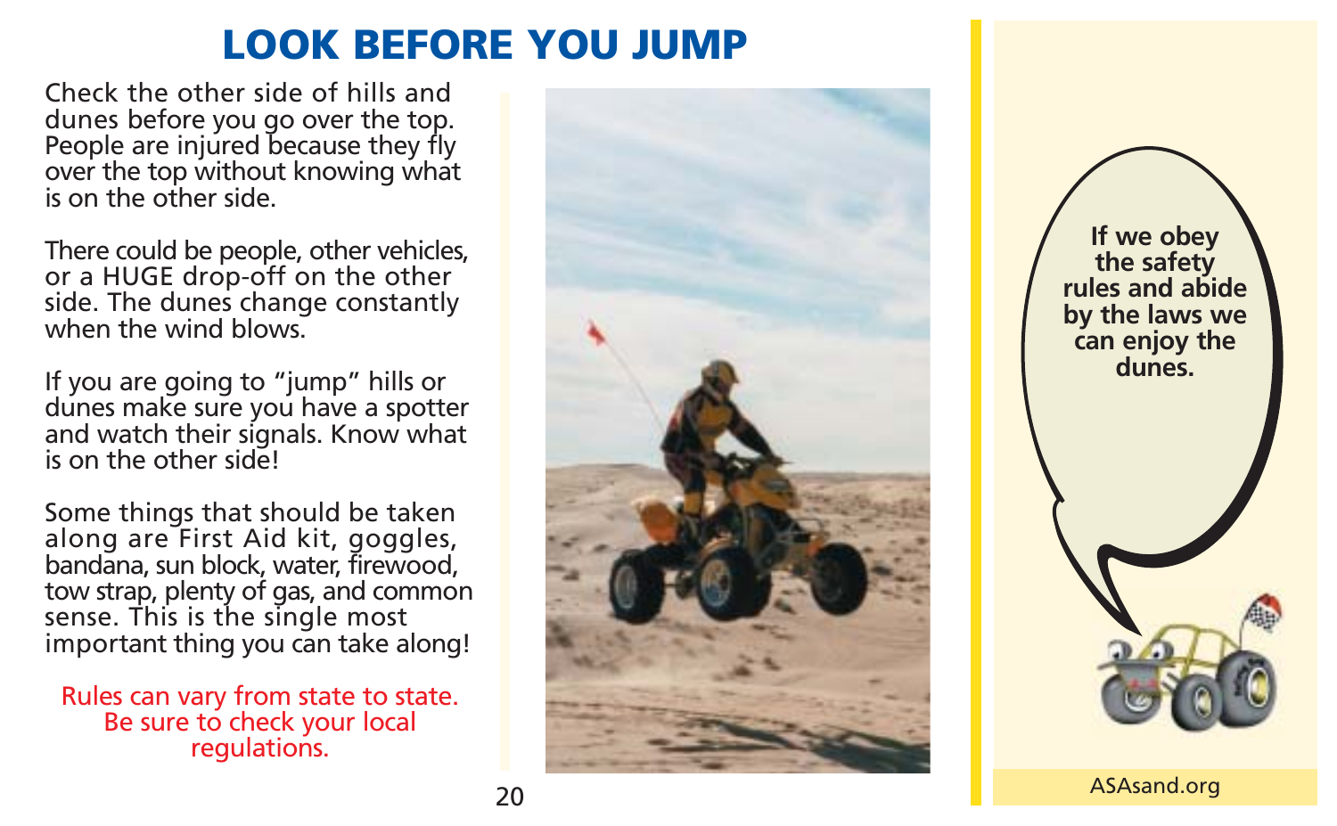# LOOK BEFORE YOU JUMP

Check the other side of hills and dunes before you go over the top. People are injured because they fly over the top without knowing what is on the other side.

There could be people, other vehicles, or a HUGE drop-off on the other side. The dunes change constantly when the wind blows.

If you are going to "jump" hills or dunes make sure you have a spotter and watch their signals. Know what is on the other side!

Some things that should be taken along are First Aid kit, goggles, bandana, sun block, water, firewood, tow strap, plenty of gas, and common sense. This is the single most important thing you can take along!

Rules can vary from state to state. Be sure to check your local regulations.

**If we obey the safety rules and abide by the laws we can enjoy the dunes.**

ASAsand.org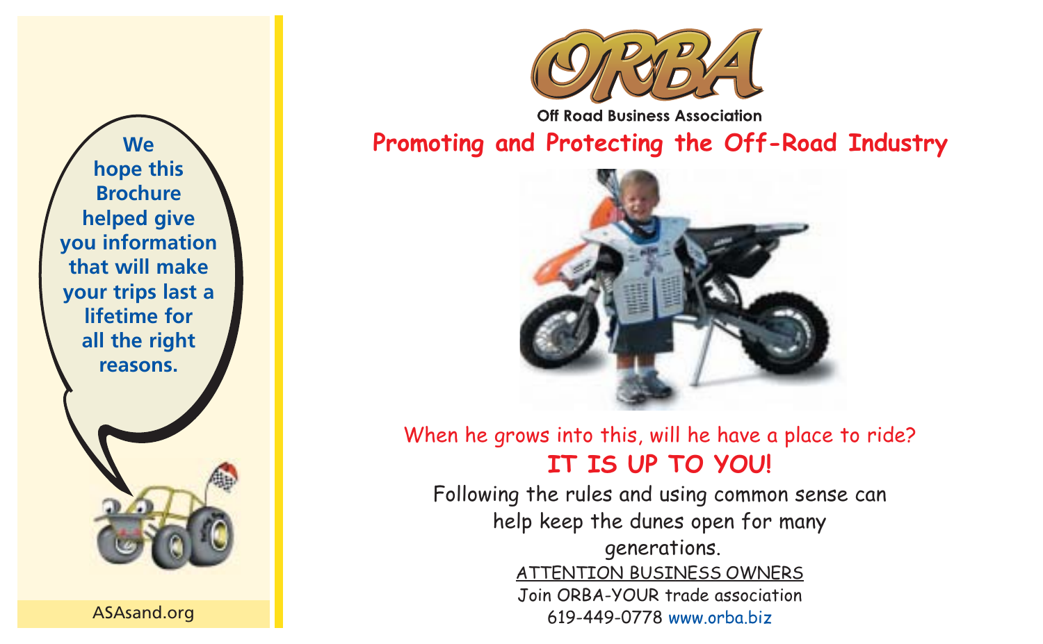We hope this Brochure helped give you information that will make your trips last a lifetime for all the right reasons.

ASAsand.org

# ORBA

**Off Road Business Association**

## Promoting and Protecting the Off-Road Industry

When he grows into this, will he have a place to ride?

**IT IS UP TO YOU!**

Following the rules and using common sense can help keep the dunes open for many generations.

ATTENTION BUSINESS OWNERS

Join ORBA-YOUR trade association

619-449-0778 www.orba.biz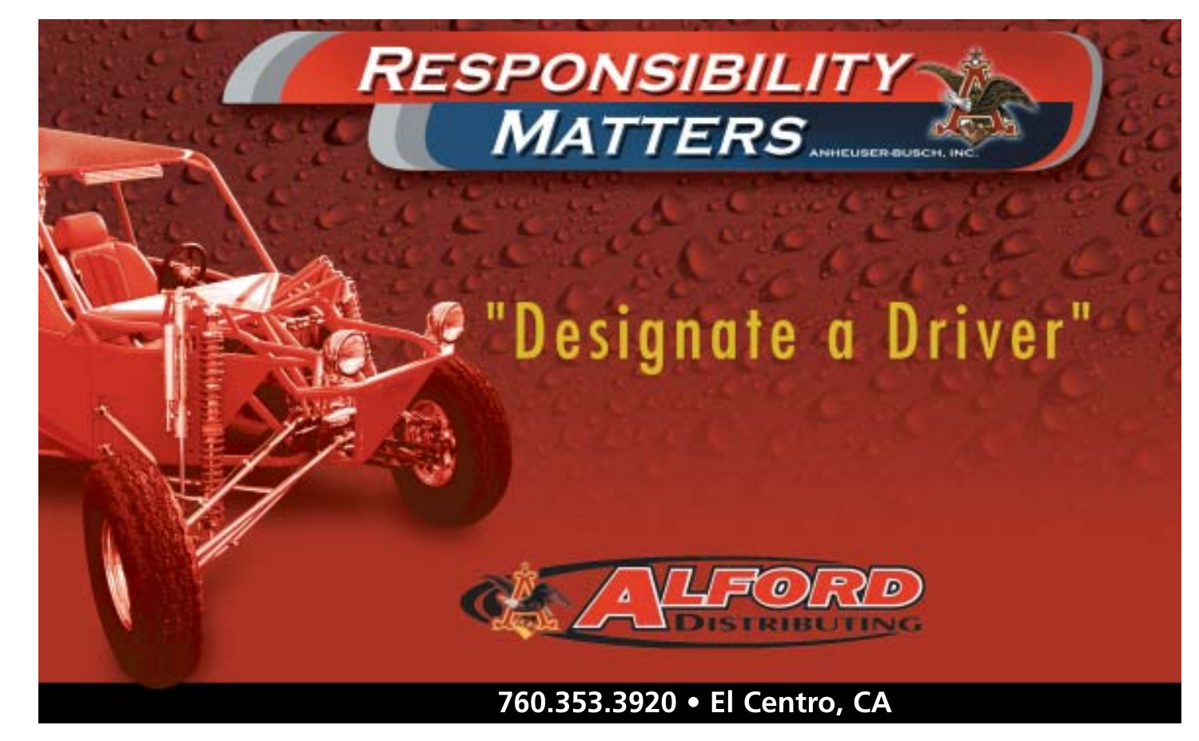# RESPONSIBILITY MATTERS

ANHEUSER-BUSCH, INC.

"Designate a Driver"

ALFORD DISTRIBUTING

760.353.3920 • El Centro, CA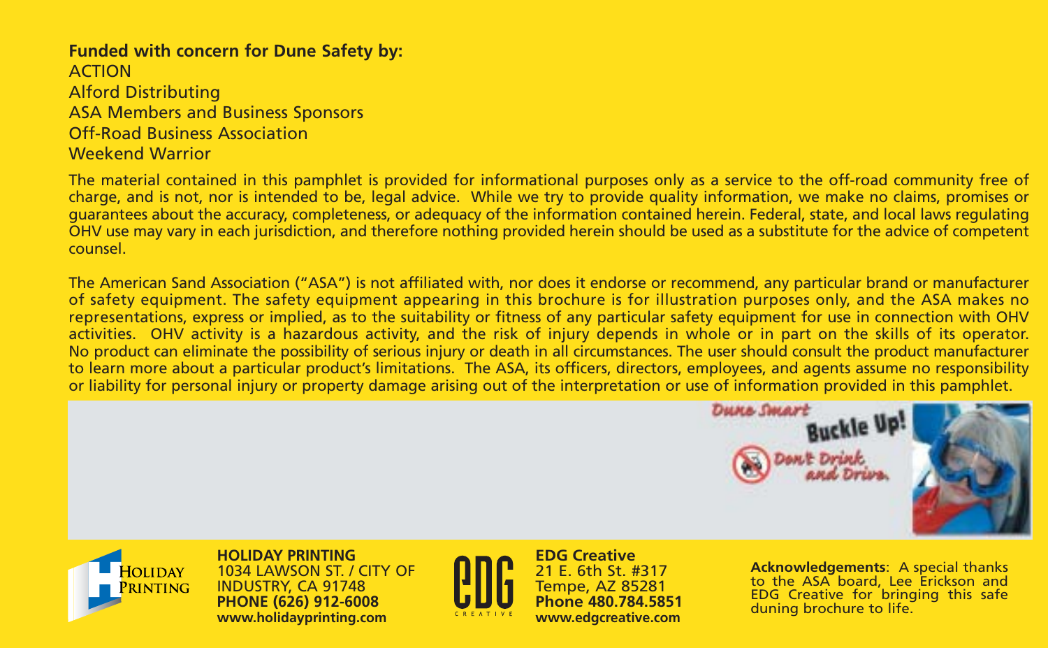**Funded with concern for Dune Safety by:**
ACTION
Alford Distributing
ASA Members and Business Sponsors
Off-Road Business Association
Weekend Warrior

The material contained in this pamphlet is provided for informational purposes only as a service to the off-road community free of charge, and is not, nor is intended to be, legal advice. While we try to provide quality information, we make no claims, promises or guarantees about the accuracy, completeness, or adequacy of the information contained herein. Federal, state, and local laws regulating OHV use may vary in each jurisdiction, and therefore nothing provided herein should be used as a substitute for the advice of competent counsel.

The American Sand Association ("ASA") is not affiliated with, nor does it endorse or recommend, any particular brand or manufacturer of safety equipment. The safety equipment appearing in this brochure is for illustration purposes only, and the ASA makes no representations, express or implied, as to the suitability or fitness of any particular safety equipment for use in connection with OHV activities. OHV activity is a hazardous activity, and the risk of injury depends in whole or in part on the skills of its operator. No product can eliminate the possibility of serious injury or death in all circumstances. The user should consult the product manufacturer to learn more about a particular product's limitations. The ASA, its officers, directors, employees, and agents assume no responsibility or liability for personal injury or property damage arising out of the interpretation or use of information provided in this pamphlet.

Dune Smart
Buckle Up!
Don't Drink and Drive.

**HOLIDAY PRINTING**
1034 LAWSON ST. / CITY OF INDUSTRY, CA 91748
**PHONE (626) 912-6008**
**www.holidayprinting.com**

**EDG Creative**
21 E. 6th St. #317
Tempe, AZ 85281
**Phone 480.784.5851**
**www.edgcreative.com**

**Acknowledgements**: A special thanks to the ASA board, Lee Erickson and EDG Creative for bringing this safe duning brochure to life.